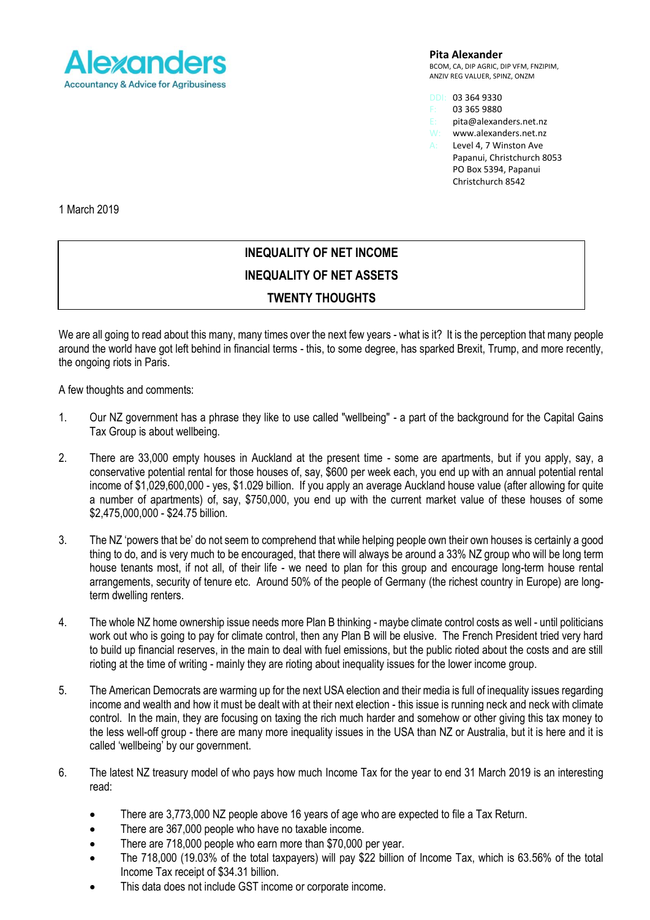**Alexanders**
Accountancy & Advice for Agribusiness

**Pita Alexander**
BCOM, CA, DIP AGRIC, DIP VFM, FNZIPIM, ANZIV REG VALUER, SPINZ, ONZM

DDI: 03 364 9330
F: 03 365 9880
E: pita@alexanders.net.nz
W: www.alexanders.net.nz
A: Level 4, 7 Winston Ave
Papanui, Christchurch 8053
PO Box 5394, Papanui
Christchurch 8542

1 March 2019

# INEQUALITY OF NET INCOME
# INEQUALITY OF NET ASSETS
# TWENTY THOUGHTS

We are all going to read about this many, many times over the next few years - what is it? It is the perception that many people around the world have got left behind in financial terms - this, to some degree, has sparked Brexit, Trump, and more recently, the ongoing riots in Paris.

A few thoughts and comments:

1. Our NZ government has a phrase they like to use called "wellbeing" - a part of the background for the Capital Gains Tax Group is about wellbeing.

2. There are 33,000 empty houses in Auckland at the present time - some are apartments, but if you apply, say, a conservative potential rental for those houses of, say, $600 per week each, you end up with an annual potential rental income of $1,029,600,000 - yes, $1.029 billion. If you apply an average Auckland house value (after allowing for quite a number of apartments) of, say, $750,000, you end up with the current market value of these houses of some $2,475,000,000 - $24.75 billion.

3. The NZ 'powers that be' do not seem to comprehend that while helping people own their own houses is certainly a good thing to do, and is very much to be encouraged, that there will always be around a 33% NZ group who will be long term house tenants most, if not all, of their life - we need to plan for this group and encourage long-term house rental arrangements, security of tenure etc. Around 50% of the people of Germany (the richest country in Europe) are long-term dwelling renters.

4. The whole NZ home ownership issue needs more Plan B thinking - maybe climate control costs as well - until politicians work out who is going to pay for climate control, then any Plan B will be elusive. The French President tried very hard to build up financial reserves, in the main to deal with fuel emissions, but the public rioted about the costs and are still rioting at the time of writing - mainly they are rioting about inequality issues for the lower income group.

5. The American Democrats are warming up for the next USA election and their media is full of inequality issues regarding income and wealth and how it must be dealt with at their next election - this issue is running neck and neck with climate control. In the main, they are focusing on taxing the rich much harder and somehow or other giving this tax money to the less well-off group - there are many more inequality issues in the USA than NZ or Australia, but it is here and it is called 'wellbeing' by our government.

6. The latest NZ treasury model of who pays how much Income Tax for the year to end 31 March 2019 is an interesting read:

   - There are 3,773,000 NZ people above 16 years of age who are expected to file a Tax Return.
   - There are 367,000 people who have no taxable income.
   - There are 718,000 people who earn more than $70,000 per year.
   - The 718,000 (19.03% of the total taxpayers) will pay $22 billion of Income Tax, which is 63.56% of the total Income Tax receipt of $34.31 billion.
   - This data does not include GST income or corporate income.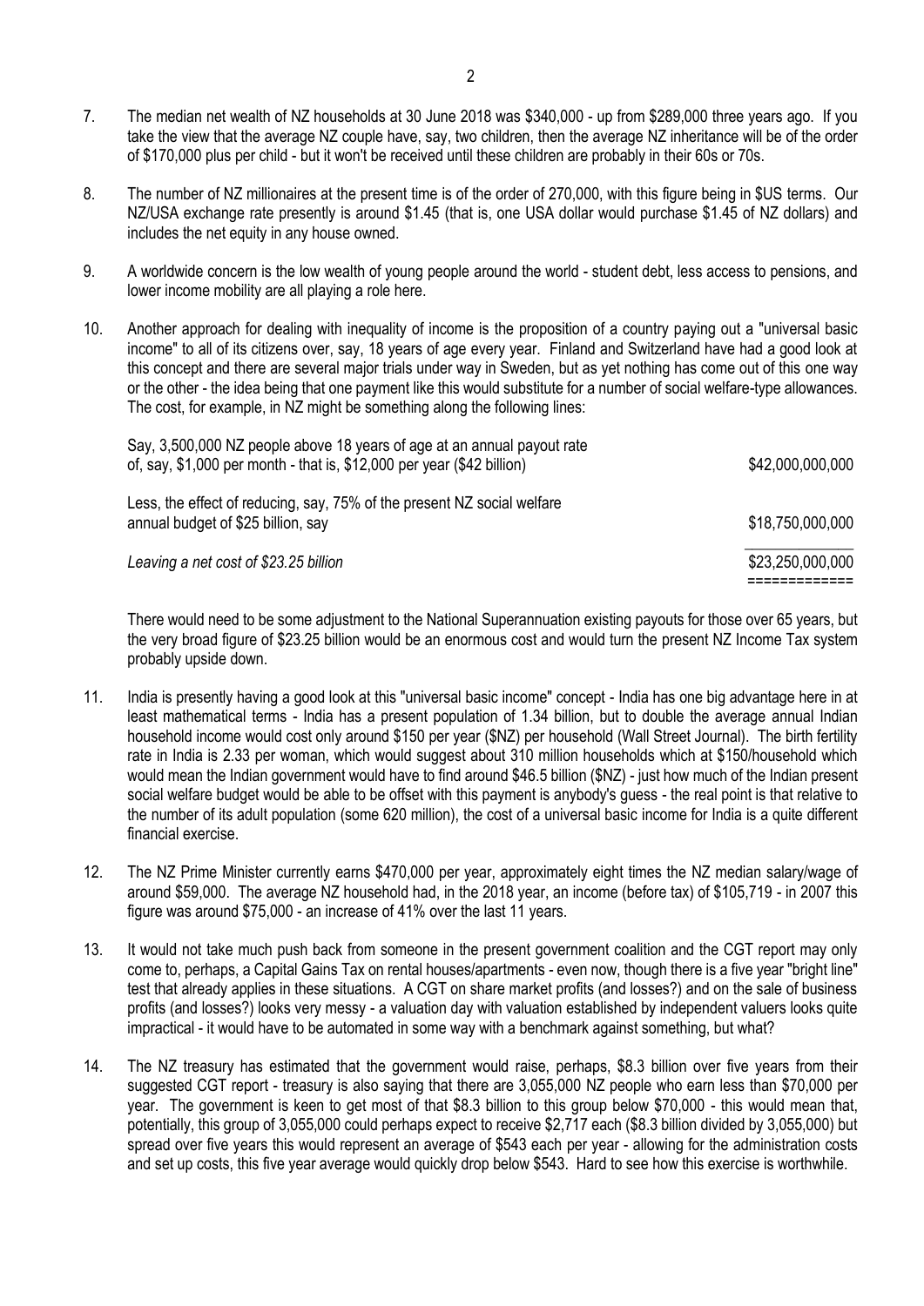7. The median net wealth of NZ households at 30 June 2018 was $340,000 - up from $289,000 three years ago. If you take the view that the average NZ couple have, say, two children, then the average NZ inheritance will be of the order of $170,000 plus per child - but it won't be received until these children are probably in their 60s or 70s.

8. The number of NZ millionaires at the present time is of the order of 270,000, with this figure being in $US terms. Our NZ/USA exchange rate presently is around $1.45 (that is, one USA dollar would purchase $1.45 of NZ dollars) and includes the net equity in any house owned.

9. A worldwide concern is the low wealth of young people around the world - student debt, less access to pensions, and lower income mobility are all playing a role here.

10. Another approach for dealing with inequality of income is the proposition of a country paying out a "universal basic income" to all of its citizens over, say, 18 years of age every year. Finland and Switzerland have had a good look at this concept and there are several major trials under way in Sweden, but as yet nothing has come out of this one way or the other - the idea being that one payment like this would substitute for a number of social welfare-type allowances. The cost, for example, in NZ might be something along the following lines:

| | |
|---|---|
| Say, 3,500,000 NZ people above 18 years of age at an annual payout rate of, say, $1,000 per month - that is, $12,000 per year ($42 billion) | $42,000,000,000 |
| Less, the effect of reducing, say, 75% of the present NZ social welfare annual budget of $25 billion, say | $18,750,000,000 |
| *Leaving a net cost of $23.25 billion* | $23,250,000,000 |

There would need to be some adjustment to the National Superannuation existing payouts for those over 65 years, but the very broad figure of $23.25 billion would be an enormous cost and would turn the present NZ Income Tax system probably upside down.

11. India is presently having a good look at this "universal basic income" concept - India has one big advantage here in at least mathematical terms - India has a present population of 1.34 billion, but to double the average annual Indian household income would cost only around $150 per year ($NZ) per household (Wall Street Journal). The birth fertility rate in India is 2.33 per woman, which would suggest about 310 million households which at $150/household which would mean the Indian government would have to find around $46.5 billion ($NZ) - just how much of the Indian present social welfare budget would be able to be offset with this payment is anybody's guess - the real point is that relative to the number of its adult population (some 620 million), the cost of a universal basic income for India is a quite different financial exercise.

12. The NZ Prime Minister currently earns $470,000 per year, approximately eight times the NZ median salary/wage of around $59,000. The average NZ household had, in the 2018 year, an income (before tax) of $105,719 - in 2007 this figure was around $75,000 - an increase of 41% over the last 11 years.

13. It would not take much push back from someone in the present government coalition and the CGT report may only come to, perhaps, a Capital Gains Tax on rental houses/apartments - even now, though there is a five year "bright line" test that already applies in these situations. A CGT on share market profits (and losses?) and on the sale of business profits (and losses?) looks very messy - a valuation day with valuation established by independent valuers looks quite impractical - it would have to be automated in some way with a benchmark against something, but what?

14. The NZ treasury has estimated that the government would raise, perhaps, $8.3 billion over five years from their suggested CGT report - treasury is also saying that there are 3,055,000 NZ people who earn less than $70,000 per year. The government is keen to get most of that $8.3 billion to this group below $70,000 - this would mean that, potentially, this group of 3,055,000 could perhaps expect to receive $2,717 each ($8.3 billion divided by 3,055,000) but spread over five years this would represent an average of $543 each per year - allowing for the administration costs and set up costs, this five year average would quickly drop below $543. Hard to see how this exercise is worthwhile.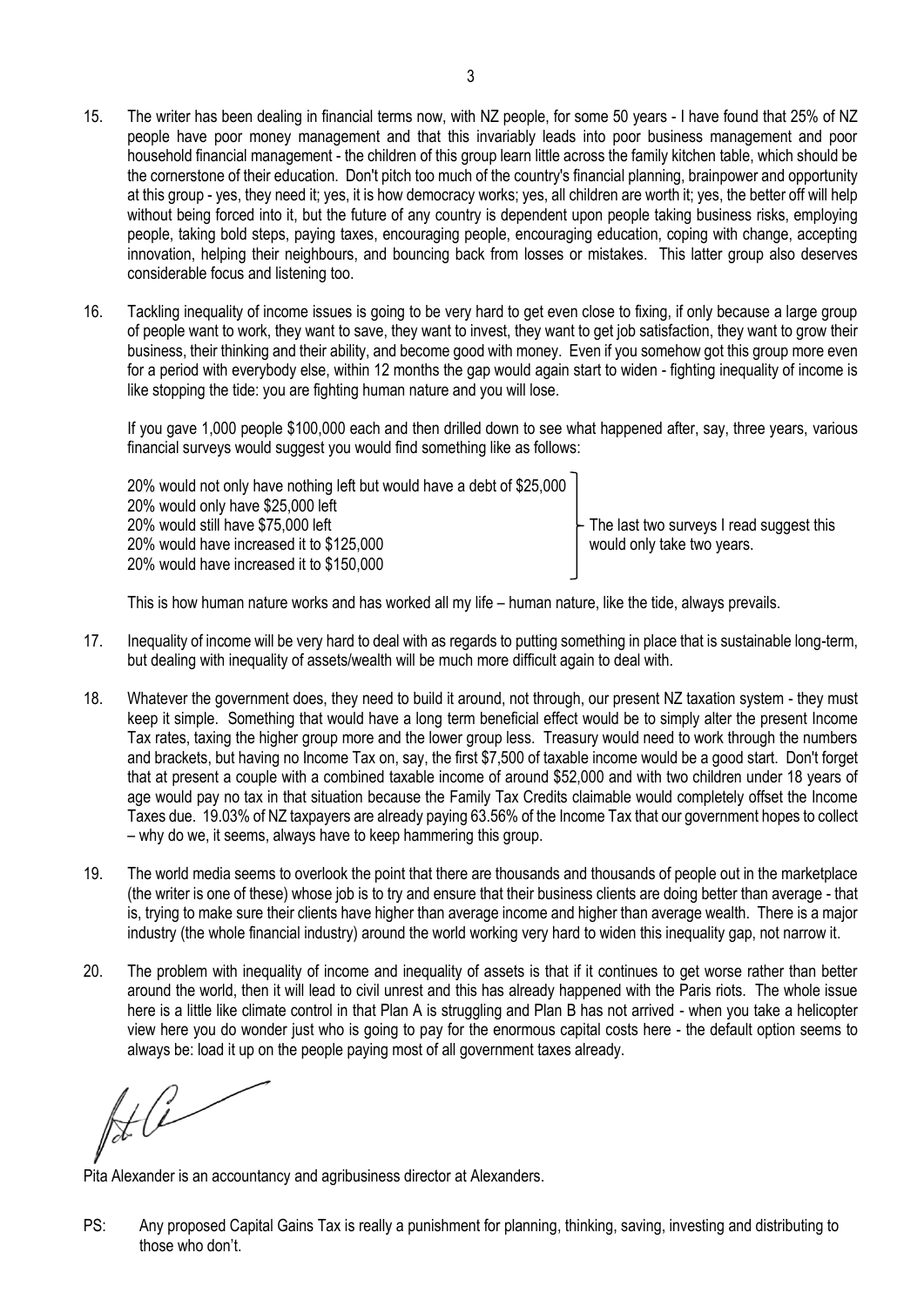15. The writer has been dealing in financial terms now, with NZ people, for some 50 years - I have found that 25% of NZ people have poor money management and that this invariably leads into poor business management and poor household financial management - the children of this group learn little across the family kitchen table, which should be the cornerstone of their education. Don't pitch too much of the country's financial planning, brainpower and opportunity at this group - yes, they need it; yes, it is how democracy works; yes, all children are worth it; yes, the better off will help without being forced into it, but the future of any country is dependent upon people taking business risks, employing people, taking bold steps, paying taxes, encouraging people, encouraging education, coping with change, accepting innovation, helping their neighbours, and bouncing back from losses or mistakes. This latter group also deserves considerable focus and listening too.

16. Tackling inequality of income issues is going to be very hard to get even close to fixing, if only because a large group of people want to work, they want to save, they want to invest, they want to get job satisfaction, they want to grow their business, their thinking and their ability, and become good with money. Even if you somehow got this group more even for a period with everybody else, within 12 months the gap would again start to widen - fighting inequality of income is like stopping the tide: you are fighting human nature and you will lose.

    If you gave 1,000 people $100,000 each and then drilled down to see what happened after, say, three years, various financial surveys would suggest you would find something like as follows:

    20% would not only have nothing left but would have a debt of $25,000
    20% would only have $25,000 left
    20% would still have $75,000 left
    20% would have increased it to $125,000
    20% would have increased it to $150,000

    The last two surveys I read suggest this would only take two years.

    This is how human nature works and has worked all my life – human nature, like the tide, always prevails.

17. Inequality of income will be very hard to deal with as regards to putting something in place that is sustainable long-term, but dealing with inequality of assets/wealth will be much more difficult again to deal with.

18. Whatever the government does, they need to build it around, not through, our present NZ taxation system - they must keep it simple. Something that would have a long term beneficial effect would be to simply alter the present Income Tax rates, taxing the higher group more and the lower group less. Treasury would need to work through the numbers and brackets, but having no Income Tax on, say, the first $7,500 of taxable income would be a good start. Don't forget that at present a couple with a combined taxable income of around $52,000 and with two children under 18 years of age would pay no tax in that situation because the Family Tax Credits claimable would completely offset the Income Taxes due. 19.03% of NZ taxpayers are already paying 63.56% of the Income Tax that our government hopes to collect – why do we, it seems, always have to keep hammering this group.

19. The world media seems to overlook the point that there are thousands and thousands of people out in the marketplace (the writer is one of these) whose job is to try and ensure that their business clients are doing better than average - that is, trying to make sure their clients have higher than average income and higher than average wealth. There is a major industry (the whole financial industry) around the world working very hard to widen this inequality gap, not narrow it.

20. The problem with inequality of income and inequality of assets is that if it continues to get worse rather than better around the world, then it will lead to civil unrest and this has already happened with the Paris riots. The whole issue here is a little like climate control in that Plan A is struggling and Plan B has not arrived - when you take a helicopter view here you do wonder just who is going to pay for the enormous capital costs here - the default option seems to always be: load it up on the people paying most of all government taxes already.

Pita Alexander is an accountancy and agribusiness director at Alexanders.

PS: Any proposed Capital Gains Tax is really a punishment for planning, thinking, saving, investing and distributing to those who don't.